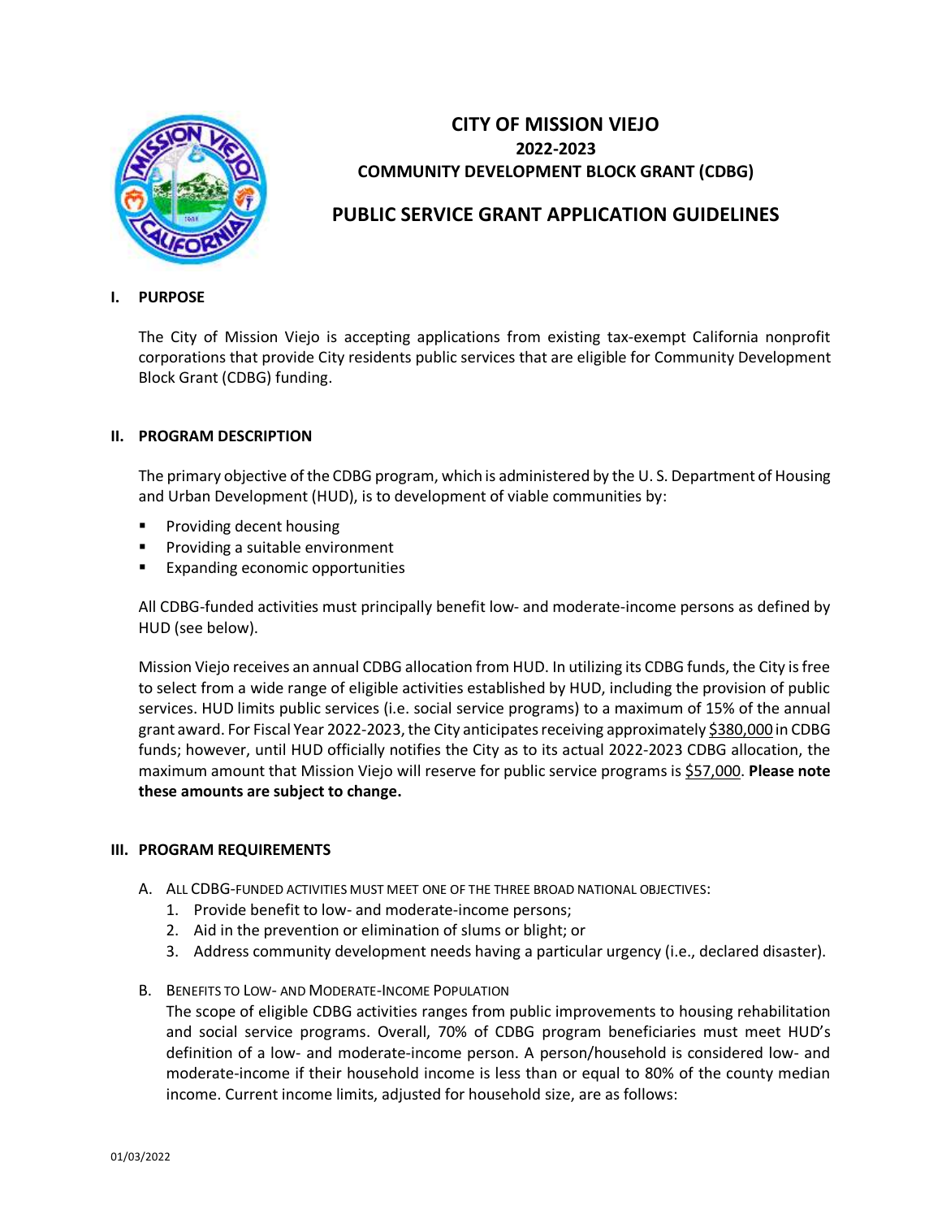# CITY OF MISSION VIEJO
## 2022-2023
## COMMUNITY DEVELOPMENT BLOCK GRANT (CDBG)

# PUBLIC SERVICE GRANT APPLICATION GUIDELINES

## I. PURPOSE

The City of Mission Viejo is accepting applications from existing tax-exempt California nonprofit corporations that provide City residents public services that are eligible for Community Development Block Grant (CDBG) funding.

## II. PROGRAM DESCRIPTION

The primary objective of the CDBG program, which is administered by the U. S. Department of Housing and Urban Development (HUD), is to development of viable communities by:

- Providing decent housing
- Providing a suitable environment
- Expanding economic opportunities

All CDBG-funded activities must principally benefit low- and moderate-income persons as defined by HUD (see below).

Mission Viejo receives an annual CDBG allocation from HUD. In utilizing its CDBG funds, the City is free to select from a wide range of eligible activities established by HUD, including the provision of public services. HUD limits public services (i.e. social service programs) to a maximum of 15% of the annual grant award. For Fiscal Year 2022-2023, the City anticipates receiving approximately $380,000 in CDBG funds; however, until HUD officially notifies the City as to its actual 2022-2023 CDBG allocation, the maximum amount that Mission Viejo will reserve for public service programs is $57,000. **Please note these amounts are subject to change.**

## III. PROGRAM REQUIREMENTS

A. ALL CDBG-FUNDED ACTIVITIES MUST MEET ONE OF THE THREE BROAD NATIONAL OBJECTIVES:
   1. Provide benefit to low- and moderate-income persons;
   2. Aid in the prevention or elimination of slums or blight; or
   3. Address community development needs having a particular urgency (i.e., declared disaster).

B. BENEFITS TO LOW- AND MODERATE-INCOME POPULATION

   The scope of eligible CDBG activities ranges from public improvements to housing rehabilitation and social service programs. Overall, 70% of CDBG program beneficiaries must meet HUD's definition of a low- and moderate-income person. A person/household is considered low- and moderate-income if their household income is less than or equal to 80% of the county median income. Current income limits, adjusted for household size, are as follows: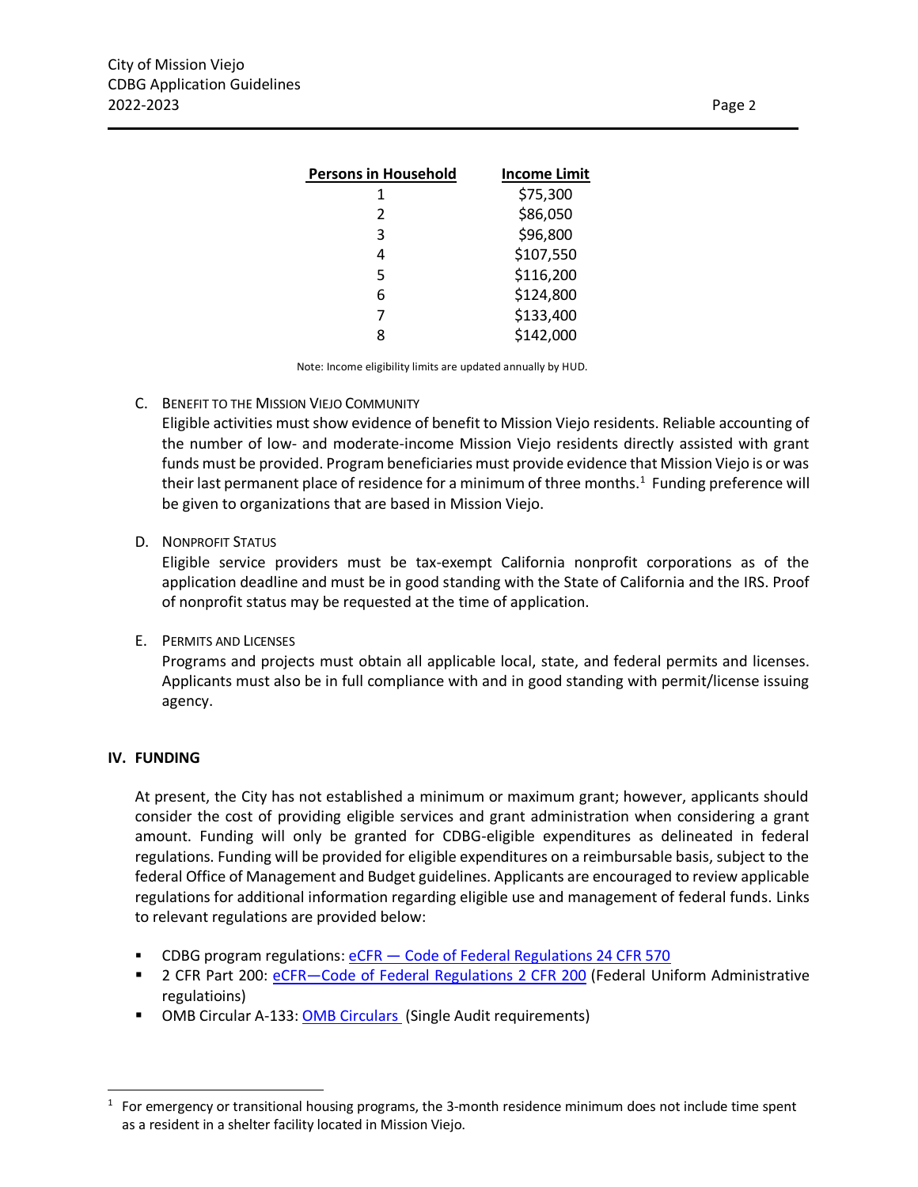| Persons in Household | Income Limit |
|---|---|
| 1 | $75,300 |
| 2 | $86,050 |
| 3 | $96,800 |
| 4 | $107,550 |
| 5 | $116,200 |
| 6 | $124,800 |
| 7 | $133,400 |
| 8 | $142,000 |

Note: Income eligibility limits are updated annually by HUD.

C. BENEFIT TO THE MISSION VIEJO COMMUNITY

Eligible activities must show evidence of benefit to Mission Viejo residents. Reliable accounting of the number of low- and moderate-income Mission Viejo residents directly assisted with grant funds must be provided. Program beneficiaries must provide evidence that Mission Viejo is or was their last permanent place of residence for a minimum of three months.[1] Funding preference will be given to organizations that are based in Mission Viejo.

D. NONPROFIT STATUS

Eligible service providers must be tax-exempt California nonprofit corporations as of the application deadline and must be in good standing with the State of California and the IRS. Proof of nonprofit status may be requested at the time of application.

E. PERMITS AND LICENSES

Programs and projects must obtain all applicable local, state, and federal permits and licenses. Applicants must also be in full compliance with and in good standing with permit/license issuing agency.

## IV. FUNDING

At present, the City has not established a minimum or maximum grant; however, applicants should consider the cost of providing eligible services and grant administration when considering a grant amount. Funding will only be granted for CDBG-eligible expenditures as delineated in federal regulations. Funding will be provided for eligible expenditures on a reimbursable basis, subject to the federal Office of Management and Budget guidelines. Applicants are encouraged to review applicable regulations for additional information regarding eligible use and management of federal funds. Links to relevant regulations are provided below:

- CDBG program regulations: eCFR — Code of Federal Regulations 24 CFR 570
- 2 CFR Part 200: eCFR—Code of Federal Regulations 2 CFR 200 (Federal Uniform Administrative regulatioins)
- OMB Circular A-133: OMB Circulars (Single Audit requirements)

[1] For emergency or transitional housing programs, the 3-month residence minimum does not include time spent as a resident in a shelter facility located in Mission Viejo.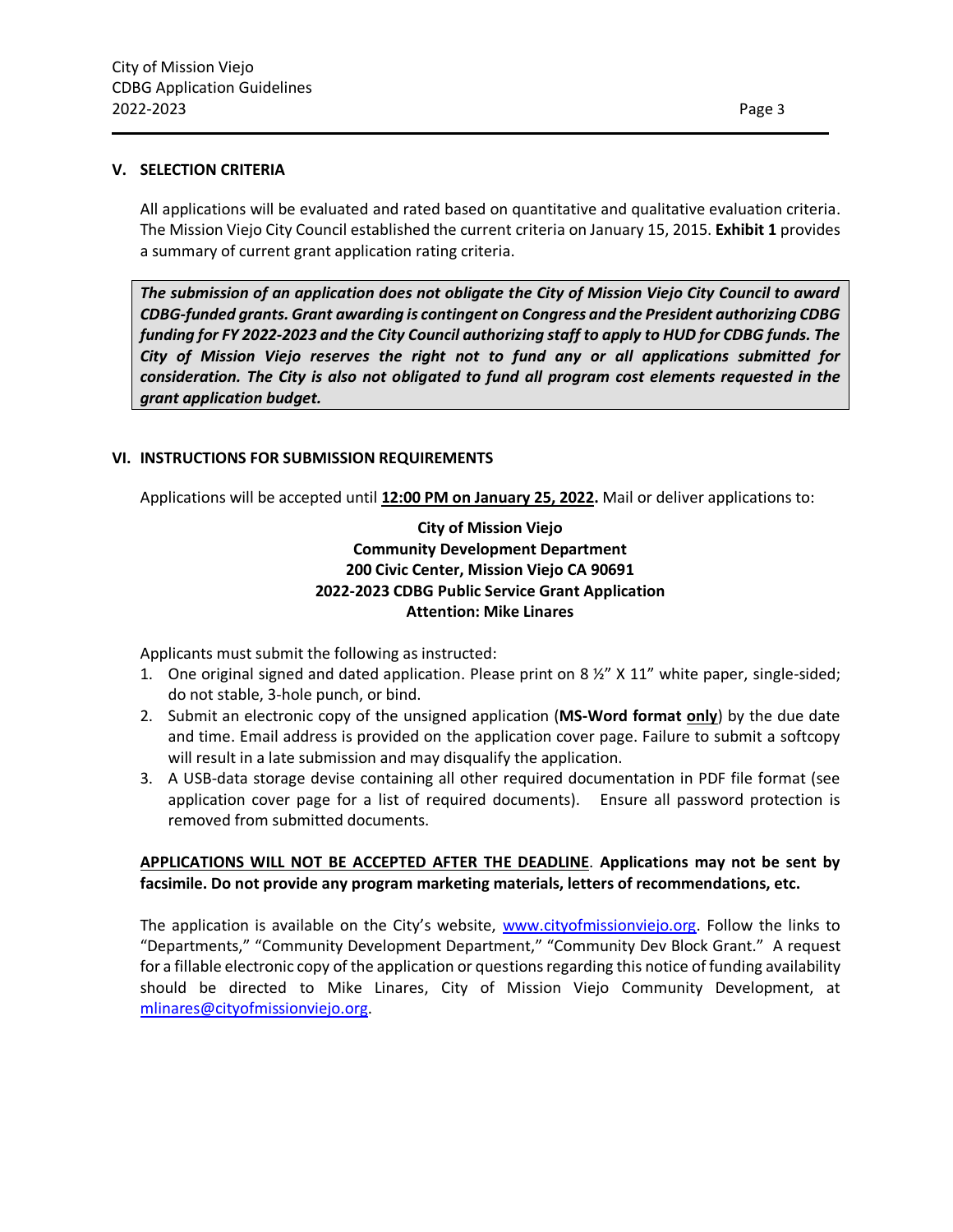## V. SELECTION CRITERIA

All applications will be evaluated and rated based on quantitative and qualitative evaluation criteria. The Mission Viejo City Council established the current criteria on January 15, 2015. **Exhibit 1** provides a summary of current grant application rating criteria.

> ***The submission of an application does not obligate the City of Mission Viejo City Council to award CDBG-funded grants. Grant awarding is contingent on Congress and the President authorizing CDBG funding for FY 2022-2023 and the City Council authorizing staff to apply to HUD for CDBG funds. The City of Mission Viejo reserves the right not to fund any or all applications submitted for consideration. The City is also not obligated to fund all program cost elements requested in the grant application budget.***

## VI. INSTRUCTIONS FOR SUBMISSION REQUIREMENTS

Applications will be accepted until **12:00 PM on January 25, 2022.** Mail or deliver applications to:

**City of Mission Viejo**
**Community Development Department**
**200 Civic Center, Mission Viejo CA 90691**
**2022-2023 CDBG Public Service Grant Application**
**Attention: Mike Linares**

Applicants must submit the following as instructed:

1. One original signed and dated application. Please print on 8 ½" X 11" white paper, single-sided; do not stable, 3-hole punch, or bind.
2. Submit an electronic copy of the unsigned application (**MS-Word format only**) by the due date and time. Email address is provided on the application cover page. Failure to submit a softcopy will result in a late submission and may disqualify the application.
3. A USB-data storage devise containing all other required documentation in PDF file format (see application cover page for a list of required documents). Ensure all password protection is removed from submitted documents.

**APPLICATIONS WILL NOT BE ACCEPTED AFTER THE DEADLINE. Applications may not be sent by facsimile. Do not provide any program marketing materials, letters of recommendations, etc.**

The application is available on the City's website, www.cityofmissionviejo.org. Follow the links to "Departments," "Community Development Department," "Community Dev Block Grant." A request for a fillable electronic copy of the application or questions regarding this notice of funding availability should be directed to Mike Linares, City of Mission Viejo Community Development, at mlinares@cityofmissionviejo.org.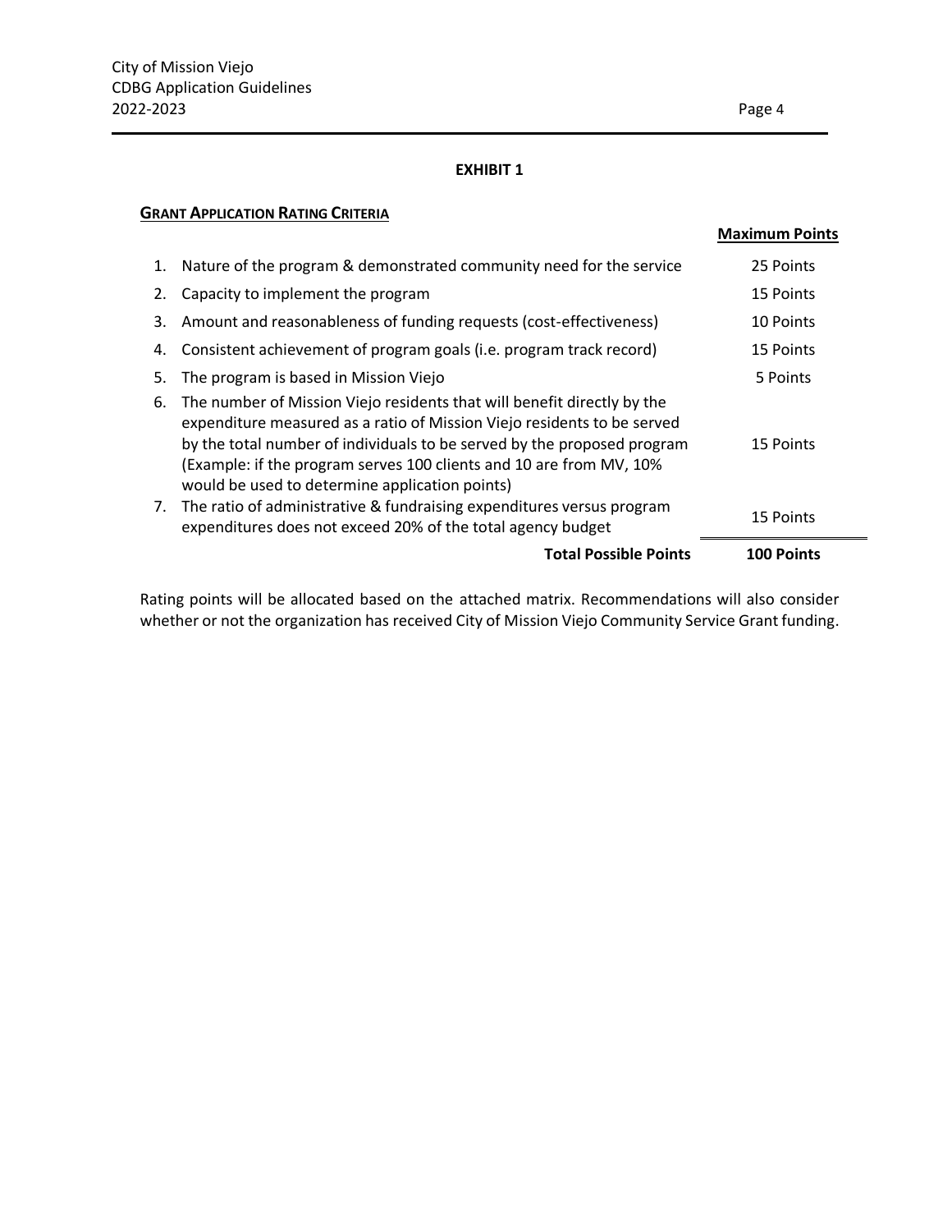## EXHIBIT 1

### GRANT APPLICATION RATING CRITERIA

| | | Maximum Points |
|---|---|---|
| 1. | Nature of the program & demonstrated community need for the service | 25 Points |
| 2. | Capacity to implement the program | 15 Points |
| 3. | Amount and reasonableness of funding requests (cost-effectiveness) | 10 Points |
| 4. | Consistent achievement of program goals (i.e. program track record) | 15 Points |
| 5. | The program is based in Mission Viejo | 5 Points |
| 6. | The number of Mission Viejo residents that will benefit directly by the expenditure measured as a ratio of Mission Viejo residents to be served by the total number of individuals to be served by the proposed program (Example: if the program serves 100 clients and 10 are from MV, 10% would be used to determine application points) | 15 Points |
| 7. | The ratio of administrative & fundraising expenditures versus program expenditures does not exceed 20% of the total agency budget | 15 Points |
| | **Total Possible Points** | **100 Points** |

Rating points will be allocated based on the attached matrix. Recommendations will also consider whether or not the organization has received City of Mission Viejo Community Service Grant funding.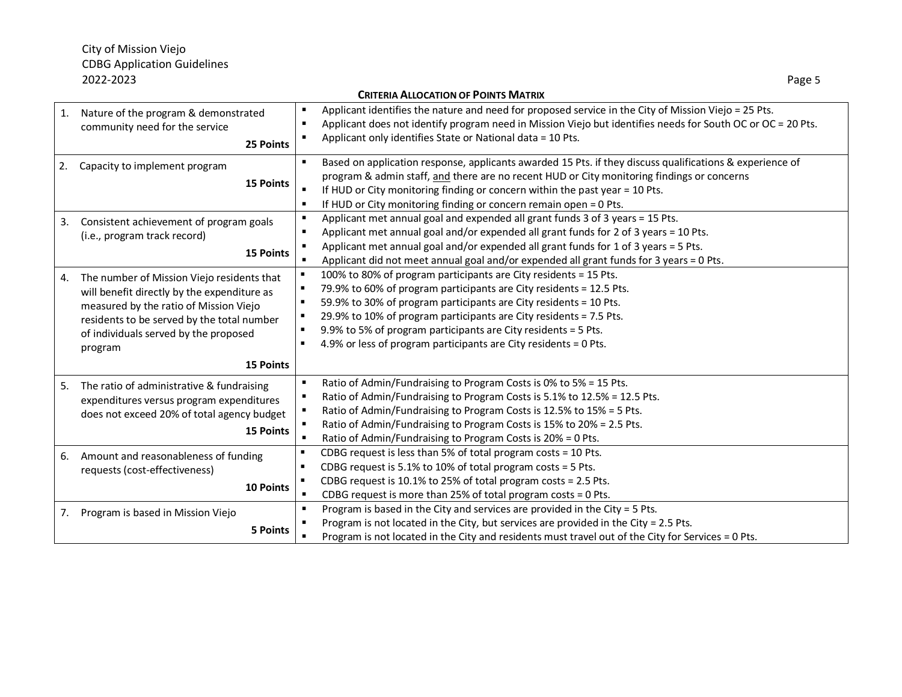**CRITERIA ALLOCATION OF POINTS MATRIX**

| | |
|---|---|
| 1. Nature of the program & demonstrated community need for the service **25 Points** | ▪ Applicant identifies the nature and need for proposed service in the City of Mission Viejo = 25 Pts.<br>▪ Applicant does not identify program need in Mission Viejo but identifies needs for South OC or OC = 20 Pts.<br>▪ Applicant only identifies State or National data = 10 Pts. |
| 2. Capacity to implement program **15 Points** | ▪ Based on application response, applicants awarded 15 Pts. if they discuss qualifications & experience of program & admin staff, <u>and</u> there are no recent HUD or City monitoring findings or concerns<br>▪ If HUD or City monitoring finding or concern within the past year = 10 Pts.<br>▪ If HUD or City monitoring finding or concern remain open = 0 Pts. |
| 3. Consistent achievement of program goals (i.e., program track record) **15 Points** | ▪ Applicant met annual goal and expended all grant funds 3 of 3 years = 15 Pts.<br>▪ Applicant met annual goal and/or expended all grant funds for 2 of 3 years = 10 Pts.<br>▪ Applicant met annual goal and/or expended all grant funds for 1 of 3 years = 5 Pts.<br>▪ Applicant did not meet annual goal and/or expended all grant funds for 3 years = 0 Pts. |
| 4. The number of Mission Viejo residents that will benefit directly by the expenditure as measured by the ratio of Mission Viejo residents to be served by the total number of individuals served by the proposed program **15 Points** | ▪ 100% to 80% of program participants are City residents = 15 Pts.<br>▪ 79.9% to 60% of program participants are City residents = 12.5 Pts.<br>▪ 59.9% to 30% of program participants are City residents = 10 Pts.<br>▪ 29.9% to 10% of program participants are City residents = 7.5 Pts.<br>▪ 9.9% to 5% of program participants are City residents = 5 Pts.<br>▪ 4.9% or less of program participants are City residents = 0 Pts. |
| 5. The ratio of administrative & fundraising expenditures versus program expenditures does not exceed 20% of total agency budget **15 Points** | ▪ Ratio of Admin/Fundraising to Program Costs is 0% to 5% = 15 Pts.<br>▪ Ratio of Admin/Fundraising to Program Costs is 5.1% to 12.5% = 12.5 Pts.<br>▪ Ratio of Admin/Fundraising to Program Costs is 12.5% to 15% = 5 Pts.<br>▪ Ratio of Admin/Fundraising to Program Costs is 15% to 20% = 2.5 Pts.<br>▪ Ratio of Admin/Fundraising to Program Costs is 20% = 0 Pts. |
| 6. Amount and reasonableness of funding requests (cost-effectiveness) **10 Points** | ▪ CDBG request is less than 5% of total program costs = 10 Pts.<br>▪ CDBG request is 5.1% to 10% of total program costs = 5 Pts.<br>▪ CDBG request is 10.1% to 25% of total program costs = 2.5 Pts.<br>▪ CDBG request is more than 25% of total program costs = 0 Pts. |
| 7. Program is based in Mission Viejo **5 Points** | ▪ Program is based in the City and services are provided in the City = 5 Pts.<br>▪ Program is not located in the City, but services are provided in the City = 2.5 Pts.<br>▪ Program is not located in the City and residents must travel out of the City for Services = 0 Pts. |